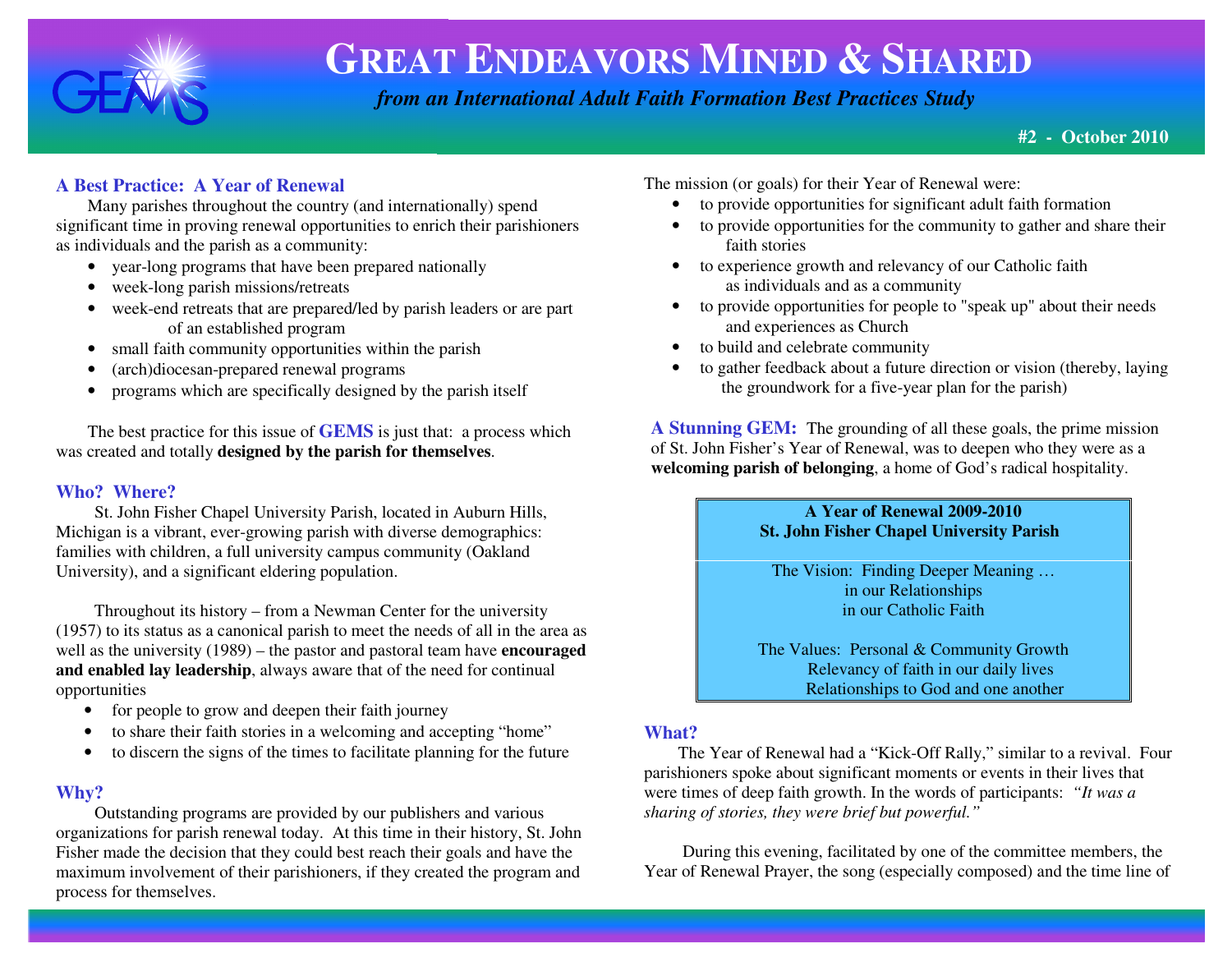# GREAT ENDEAVORS MINED & SHARED

*from an International Adult Faith Formation Best Practices Study*

**#2 - October 2010**

## A Best Practice: A Year of Renewal

Many parishes throughout the country (and internationally) spend significant time in proving renewal opportunities to enrich their parishioners as individuals and the parish as a community:

- year-long programs that have been prepared nationally
- week-long parish missions/retreats
- week-end retreats that are prepared/led by parish leaders or are part of an established program
- small faith community opportunities within the parish
- (arch)diocesan-prepared renewal programs
- programs which are specifically designed by the parish itself

The best practice for this issue of **GEMS** is just that: a process which was created and totally **designed by the parish for themselves**.

## Who? Where?

St. John Fisher Chapel University Parish, located in Auburn Hills, Michigan is a vibrant, ever-growing parish with diverse demographics: families with children, a full university campus community (Oakland University), and a significant eldering population.

Throughout its history – from a Newman Center for the university (1957) to its status as a canonical parish to meet the needs of all in the area as well as the university (1989) – the pastor and pastoral team have **encouraged and enabled lay leadership**, always aware that of the need for continual opportunities

- for people to grow and deepen their faith journey
- to share their faith stories in a welcoming and accepting "home"
- to discern the signs of the times to facilitate planning for the future

## Why?

Outstanding programs are provided by our publishers and various organizations for parish renewal today. At this time in their history, St. John Fisher made the decision that they could best reach their goals and have the maximum involvement of their parishioners, if they created the program and process for themselves.

The mission (or goals) for their Year of Renewal were:

- to provide opportunities for significant adult faith formation
- to provide opportunities for the community to gather and share their faith stories
- to experience growth and relevancy of our Catholic faith as individuals and as a community
- to provide opportunities for people to "speak up" about their needs and experiences as Church
- to build and celebrate community
- to gather feedback about a future direction or vision (thereby, laying the groundwork for a five-year plan for the parish)

**A Stunning GEM:** The grounding of all these goals, the prime mission of St. John Fisher's Year of Renewal, was to deepen who they were as a **welcoming parish of belonging**, a home of God's radical hospitality.

> **A Year of Renewal 2009-2010**
> **St. John Fisher Chapel University Parish**
>
> The Vision: Finding Deeper Meaning …
> in our Relationships
> in our Catholic Faith
>
> The Values: Personal & Community Growth
> Relevancy of faith in our daily lives
> Relationships to God and one another

## What?

The Year of Renewal had a "Kick-Off Rally," similar to a revival. Four parishioners spoke about significant moments or events in their lives that were times of deep faith growth. In the words of participants: *"It was a sharing of stories, they were brief but powerful."*

During this evening, facilitated by one of the committee members, the Year of Renewal Prayer, the song (especially composed) and the time line of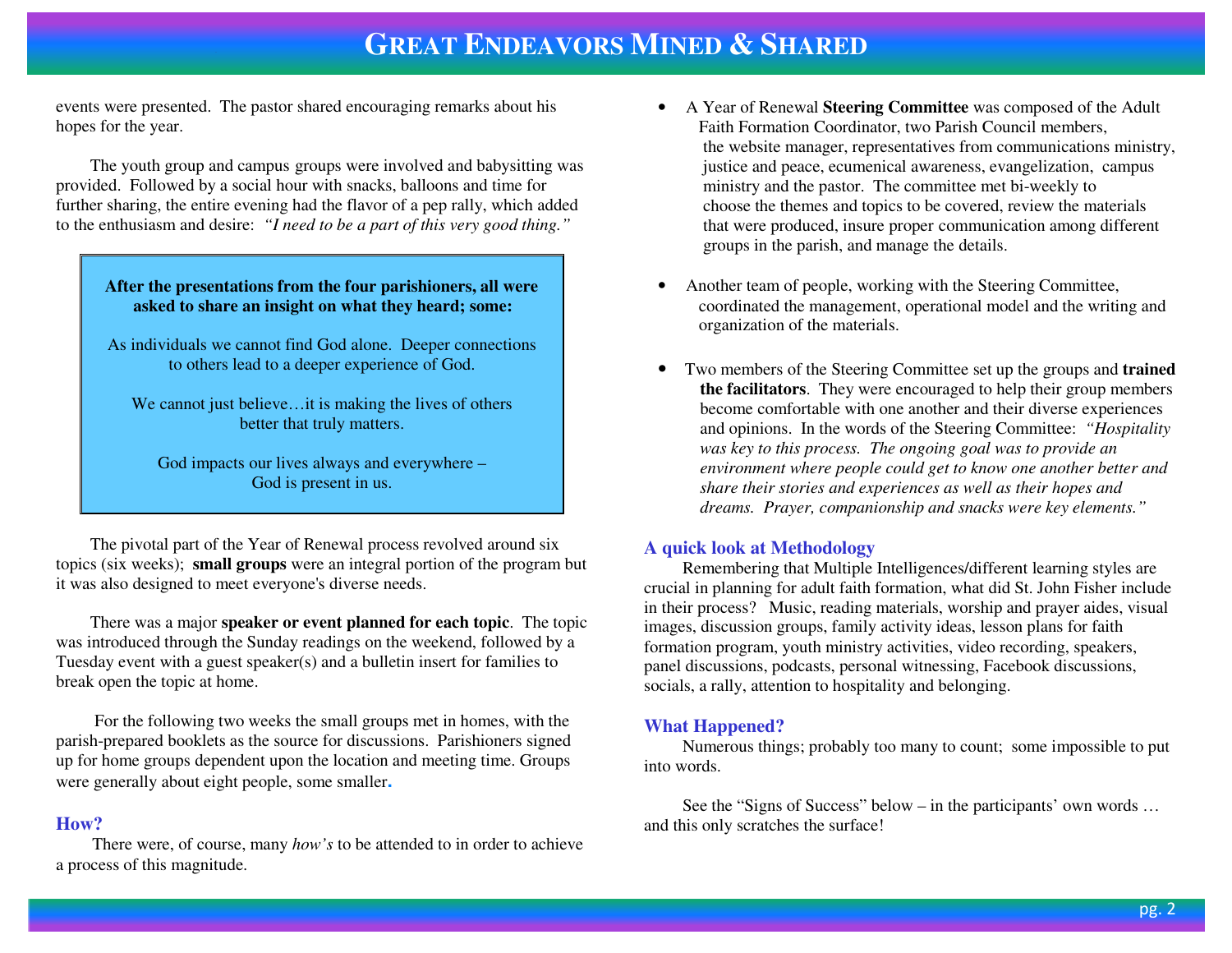events were presented. The pastor shared encouraging remarks about his hopes for the year.

The youth group and campus groups were involved and babysitting was provided. Followed by a social hour with snacks, balloons and time for further sharing, the entire evening had the flavor of a pep rally, which added to the enthusiasm and desire: *"I need to be a part of this very good thing."*

> **After the presentations from the four parishioners, all were asked to share an insight on what they heard; some:**
>
> As individuals we cannot find God alone. Deeper connections to others lead to a deeper experience of God.
>
> We cannot just believe…it is making the lives of others better that truly matters.
>
> God impacts our lives always and everywhere – God is present in us.

The pivotal part of the Year of Renewal process revolved around six topics (six weeks); **small groups** were an integral portion of the program but it was also designed to meet everyone's diverse needs.

There was a major **speaker or event planned for each topic**. The topic was introduced through the Sunday readings on the weekend, followed by a Tuesday event with a guest speaker(s) and a bulletin insert for families to break open the topic at home.

For the following two weeks the small groups met in homes, with the parish-prepared booklets as the source for discussions. Parishioners signed up for home groups dependent upon the location and meeting time. Groups were generally about eight people, some smaller.

### How?

There were, of course, many *how's* to be attended to in order to achieve a process of this magnitude.

- A Year of Renewal **Steering Committee** was composed of the Adult Faith Formation Coordinator, two Parish Council members, the website manager, representatives from communications ministry, justice and peace, ecumenical awareness, evangelization, campus ministry and the pastor. The committee met bi-weekly to choose the themes and topics to be covered, review the materials that were produced, insure proper communication among different groups in the parish, and manage the details.

- Another team of people, working with the Steering Committee, coordinated the management, operational model and the writing and organization of the materials.

- Two members of the Steering Committee set up the groups and **trained the facilitators**. They were encouraged to help their group members become comfortable with one another and their diverse experiences and opinions. In the words of the Steering Committee: *"Hospitality was key to this process. The ongoing goal was to provide an environment where people could get to know one another better and share their stories and experiences as well as their hopes and dreams. Prayer, companionship and snacks were key elements."*

### A quick look at Methodology

Remembering that Multiple Intelligences/different learning styles are crucial in planning for adult faith formation, what did St. John Fisher include in their process? Music, reading materials, worship and prayer aides, visual images, discussion groups, family activity ideas, lesson plans for faith formation program, youth ministry activities, video recording, speakers, panel discussions, podcasts, personal witnessing, Facebook discussions, socials, a rally, attention to hospitality and belonging.

### What Happened?

Numerous things; probably too many to count; some impossible to put into words.

See the "Signs of Success" below – in the participants' own words … and this only scratches the surface!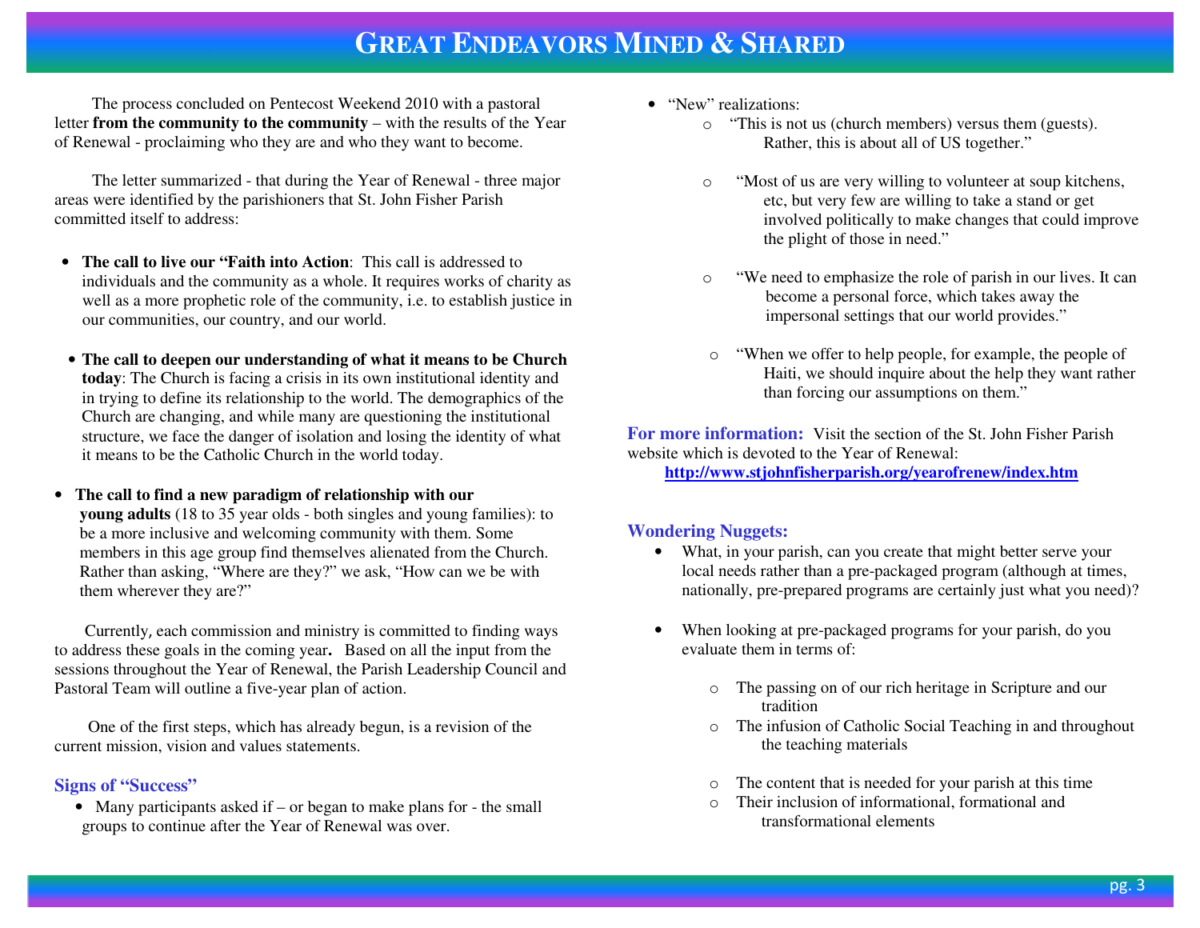The process concluded on Pentecost Weekend 2010 with a pastoral letter **from the community to the community** – with the results of the Year of Renewal - proclaiming who they are and who they want to become.

The letter summarized - that during the Year of Renewal - three major areas were identified by the parishioners that St. John Fisher Parish committed itself to address:

- **The call to live our "Faith into Action**: This call is addressed to individuals and the community as a whole. It requires works of charity as well as a more prophetic role of the community, i.e. to establish justice in our communities, our country, and our world.
- **The call to deepen our understanding of what it means to be Church today**: The Church is facing a crisis in its own institutional identity and in trying to define its relationship to the world. The demographics of the Church are changing, and while many are questioning the institutional structure, we face the danger of isolation and losing the identity of what it means to be the Catholic Church in the world today.
- **The call to find a new paradigm of relationship with our young adults** (18 to 35 year olds - both singles and young families): to be a more inclusive and welcoming community with them. Some members in this age group find themselves alienated from the Church. Rather than asking, "Where are they?" we ask, "How can we be with them wherever they are?"

Currently, each commission and ministry is committed to finding ways to address these goals in the coming year**.** Based on all the input from the sessions throughout the Year of Renewal, the Parish Leadership Council and Pastoral Team will outline a five-year plan of action.

One of the first steps, which has already begun, is a revision of the current mission, vision and values statements.

### Signs of "Success"

- Many participants asked if – or began to make plans for - the small groups to continue after the Year of Renewal was over.
- "New" realizations:
  - "This is not us (church members) versus them (guests). Rather, this is about all of US together."
  - "Most of us are very willing to volunteer at soup kitchens, etc, but very few are willing to take a stand or get involved politically to make changes that could improve the plight of those in need."
  - "We need to emphasize the role of parish in our lives. It can become a personal force, which takes away the impersonal settings that our world provides."
  - "When we offer to help people, for example, the people of Haiti, we should inquire about the help they want rather than forcing our assumptions on them."

**For more information:** Visit the section of the St. John Fisher Parish website which is devoted to the Year of Renewal:
**http://www.stjohnfisherparish.org/yearofrenew/index.htm**

### Wondering Nuggets:

- What, in your parish, can you create that might better serve your local needs rather than a pre-packaged program (although at times, nationally, pre-prepared programs are certainly just what you need)?
- When looking at pre-packaged programs for your parish, do you evaluate them in terms of:
  - The passing on of our rich heritage in Scripture and our tradition
  - The infusion of Catholic Social Teaching in and throughout the teaching materials
  - The content that is needed for your parish at this time
  - Their inclusion of informational, formational and transformational elements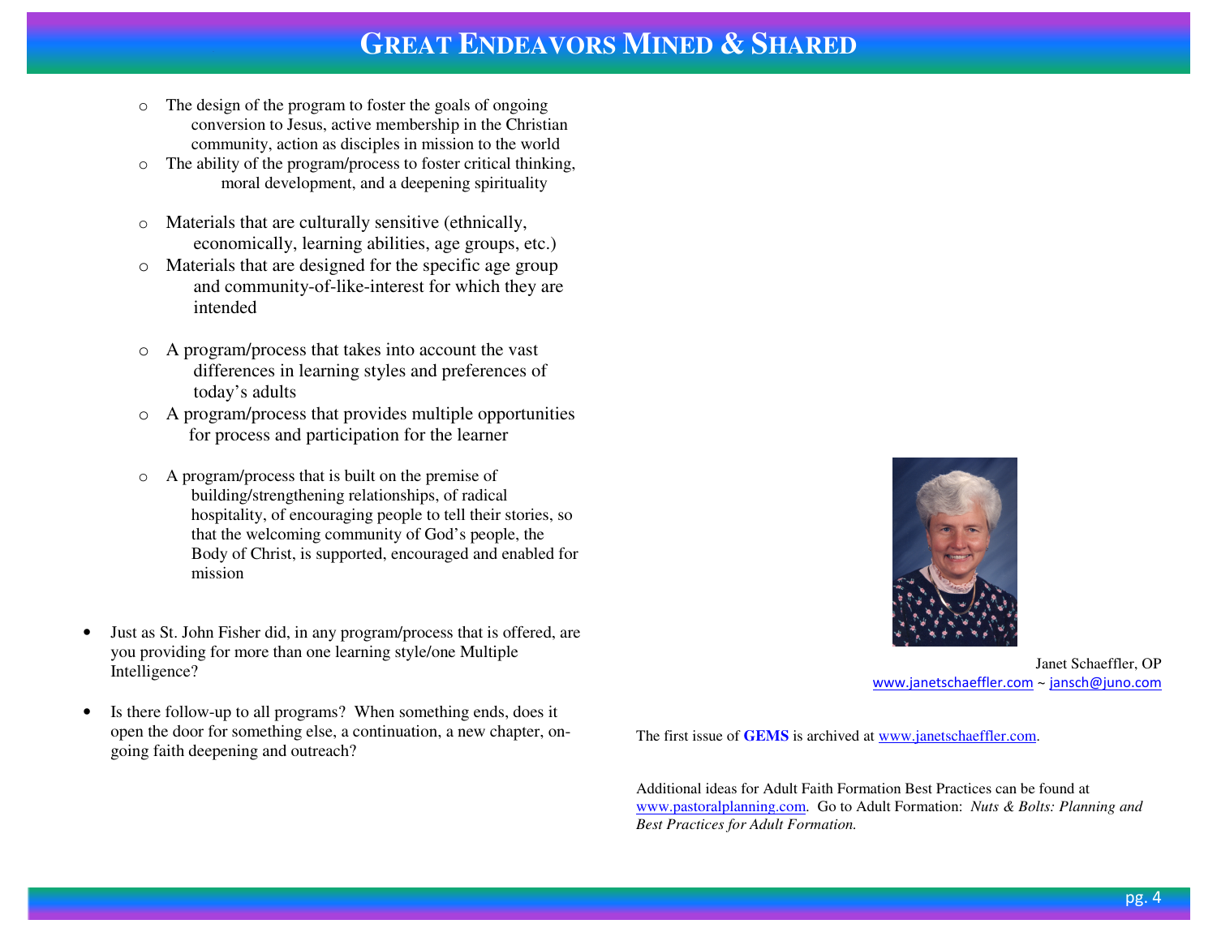- The design of the program to foster the goals of ongoing conversion to Jesus, active membership in the Christian community, action as disciples in mission to the world
- The ability of the program/process to foster critical thinking, moral development, and a deepening spirituality
- Materials that are culturally sensitive (ethnically, economically, learning abilities, age groups, etc.)
- Materials that are designed for the specific age group and community-of-like-interest for which they are intended
- A program/process that takes into account the vast differences in learning styles and preferences of today's adults
- A program/process that provides multiple opportunities for process and participation for the learner
- A program/process that is built on the premise of building/strengthening relationships, of radical hospitality, of encouraging people to tell their stories, so that the welcoming community of God's people, the Body of Christ, is supported, encouraged and enabled for mission

- Just as St. John Fisher did, in any program/process that is offered, are you providing for more than one learning style/one Multiple Intelligence?
- Is there follow-up to all programs? When something ends, does it open the door for something else, a continuation, a new chapter, on-going faith deepening and outreach?

Janet Schaeffler, OP
www.janetschaeffler.com ~ jansch@juno.com

The first issue of **GEMS** is archived at www.janetschaeffler.com.

Additional ideas for Adult Faith Formation Best Practices can be found at www.pastoralplanning.com. Go to Adult Formation: *Nuts & Bolts: Planning and Best Practices for Adult Formation.*